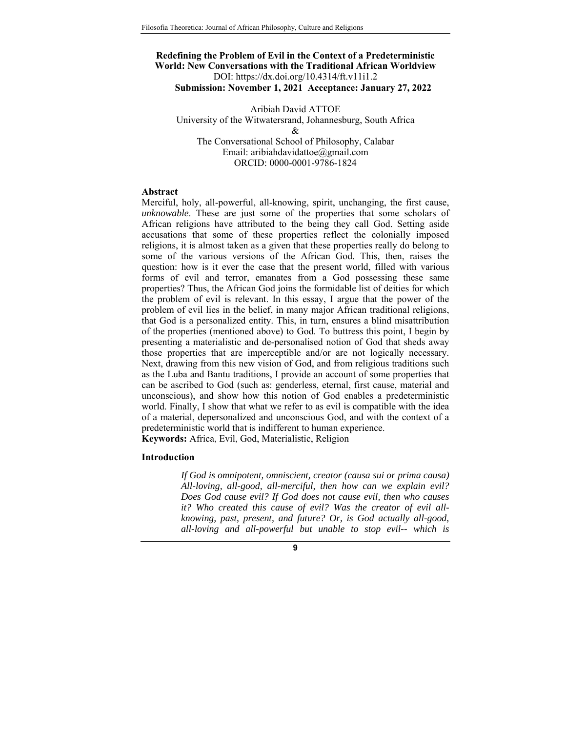# Redefining the Problem of Evil in the Context of a Predeterministic World: New Conversations with the Traditional African Worldview

DOI: https://dx.doi.org/10.4314/ft.v11i1.2

**Submission: November 1, 2021 Acceptance: January 27, 2022**

Aribiah David ATTOE
University of the Witwatersrand, Johannesburg, South Africa
&
The Conversational School of Philosophy, Calabar
Email: aribiahdavidattoe@gmail.com
ORCID: 0000-0001-9786-1824

## Abstract

Merciful, holy, all-powerful, all-knowing, spirit, unchanging, the first cause, *unknowable*. These are just some of the properties that some scholars of African religions have attributed to the being they call God. Setting aside accusations that some of these properties reflect the colonially imposed religions, it is almost taken as a given that these properties really do belong to some of the various versions of the African God. This, then, raises the question: how is it ever the case that the present world, filled with various forms of evil and terror, emanates from a God possessing these same properties? Thus, the African God joins the formidable list of deities for which the problem of evil is relevant. In this essay, I argue that the power of the problem of evil lies in the belief, in many major African traditional religions, that God is a personalized entity. This, in turn, ensures a blind misattribution of the properties (mentioned above) to God. To buttress this point, I begin by presenting a materialistic and de-personalised notion of God that sheds away those properties that are imperceptible and/or are not logically necessary. Next, drawing from this new vision of God, and from religious traditions such as the Luba and Bantu traditions, I provide an account of some properties that can be ascribed to God (such as: genderless, eternal, first cause, material and unconscious), and show how this notion of God enables a predeterministic world. Finally, I show that what we refer to as evil is compatible with the idea of a material, depersonalized and unconscious God, and with the context of a predeterministic world that is indifferent to human experience.

**Keywords:** Africa, Evil, God, Materialistic, Religion

## Introduction

> *If God is omnipotent, omniscient, creator (causa sui or prima causa) All-loving, all-good, all-merciful, then how can we explain evil? Does God cause evil? If God does not cause evil, then who causes it? Who created this cause of evil? Was the creator of evil all-knowing, past, present, and future? Or, is God actually all-good, all-loving and all-powerful but unable to stop evil-- which is*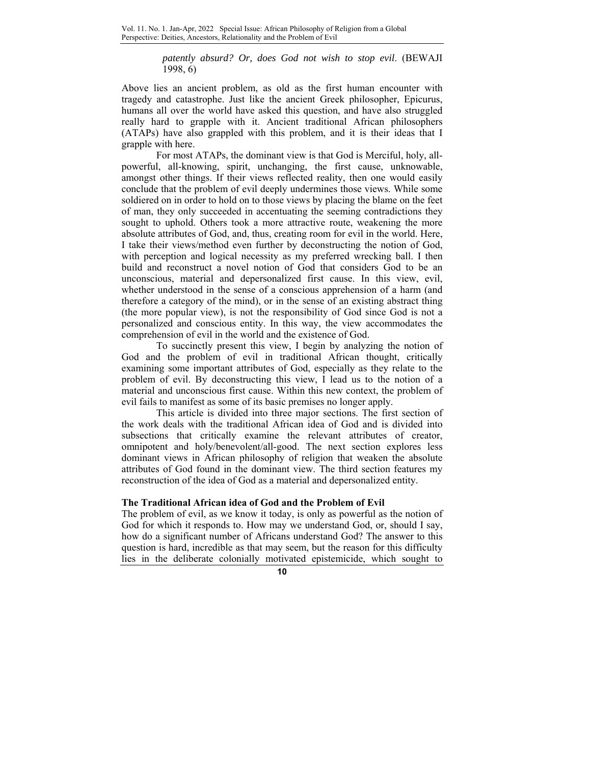*patently absurd? Or, does God not wish to stop evil*. (BEWAJI 1998, 6)

Above lies an ancient problem, as old as the first human encounter with tragedy and catastrophe. Just like the ancient Greek philosopher, Epicurus, humans all over the world have asked this question, and have also struggled really hard to grapple with it. Ancient traditional African philosophers (ATAPs) have also grappled with this problem, and it is their ideas that I grapple with here.

For most ATAPs, the dominant view is that God is Merciful, holy, all-powerful, all-knowing, spirit, unchanging, the first cause, unknowable, amongst other things. If their views reflected reality, then one would easily conclude that the problem of evil deeply undermines those views. While some soldiered on in order to hold on to those views by placing the blame on the feet of man, they only succeeded in accentuating the seeming contradictions they sought to uphold. Others took a more attractive route, weakening the more absolute attributes of God, and, thus, creating room for evil in the world. Here, I take their views/method even further by deconstructing the notion of God, with perception and logical necessity as my preferred wrecking ball. I then build and reconstruct a novel notion of God that considers God to be an unconscious, material and depersonalized first cause. In this view, evil, whether understood in the sense of a conscious apprehension of a harm (and therefore a category of the mind), or in the sense of an existing abstract thing (the more popular view), is not the responsibility of God since God is not a personalized and conscious entity. In this way, the view accommodates the comprehension of evil in the world and the existence of God.

To succinctly present this view, I begin by analyzing the notion of God and the problem of evil in traditional African thought, critically examining some important attributes of God, especially as they relate to the problem of evil. By deconstructing this view, I lead us to the notion of a material and unconscious first cause. Within this new context, the problem of evil fails to manifest as some of its basic premises no longer apply.

This article is divided into three major sections. The first section of the work deals with the traditional African idea of God and is divided into subsections that critically examine the relevant attributes of creator, omnipotent and holy/benevolent/all-good. The next section explores less dominant views in African philosophy of religion that weaken the absolute attributes of God found in the dominant view. The third section features my reconstruction of the idea of God as a material and depersonalized entity.

## The Traditional African idea of God and the Problem of Evil

The problem of evil, as we know it today, is only as powerful as the notion of God for which it responds to. How may we understand God, or, should I say, how do a significant number of Africans understand God? The answer to this question is hard, incredible as that may seem, but the reason for this difficulty lies in the deliberate colonially motivated epistemicide, which sought to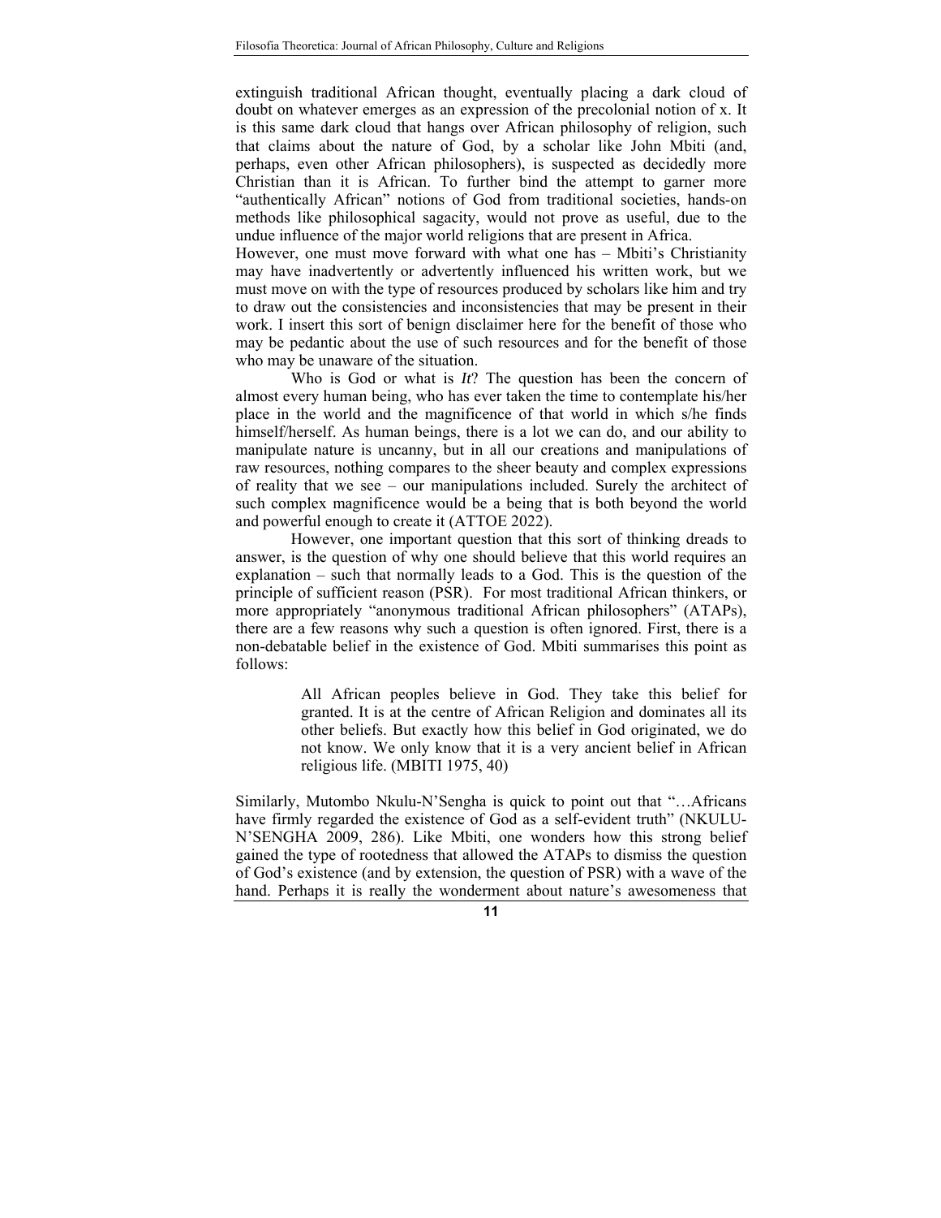extinguish traditional African thought, eventually placing a dark cloud of doubt on whatever emerges as an expression of the precolonial notion of x. It is this same dark cloud that hangs over African philosophy of religion, such that claims about the nature of God, by a scholar like John Mbiti (and, perhaps, even other African philosophers), is suspected as decidedly more Christian than it is African. To further bind the attempt to garner more "authentically African" notions of God from traditional societies, hands-on methods like philosophical sagacity, would not prove as useful, due to the undue influence of the major world religions that are present in Africa.

However, one must move forward with what one has – Mbiti's Christianity may have inadvertently or advertently influenced his written work, but we must move on with the type of resources produced by scholars like him and try to draw out the consistencies and inconsistencies that may be present in their work. I insert this sort of benign disclaimer here for the benefit of those who may be pedantic about the use of such resources and for the benefit of those who may be unaware of the situation.

Who is God or what is *It*? The question has been the concern of almost every human being, who has ever taken the time to contemplate his/her place in the world and the magnificence of that world in which s/he finds himself/herself. As human beings, there is a lot we can do, and our ability to manipulate nature is uncanny, but in all our creations and manipulations of raw resources, nothing compares to the sheer beauty and complex expressions of reality that we see – our manipulations included. Surely the architect of such complex magnificence would be a being that is both beyond the world and powerful enough to create it (ATTOE 2022).

However, one important question that this sort of thinking dreads to answer, is the question of why one should believe that this world requires an explanation – such that normally leads to a God. This is the question of the principle of sufficient reason (PSR). For most traditional African thinkers, or more appropriately "anonymous traditional African philosophers" (ATAPs), there are a few reasons why such a question is often ignored. First, there is a non-debatable belief in the existence of God. Mbiti summarises this point as follows:

> All African peoples believe in God. They take this belief for granted. It is at the centre of African Religion and dominates all its other beliefs. But exactly how this belief in God originated, we do not know. We only know that it is a very ancient belief in African religious life. (MBITI 1975, 40)

Similarly, Mutombo Nkulu-N'Sengha is quick to point out that "…Africans have firmly regarded the existence of God as a self-evident truth" (NKULU-N'SENGHA 2009, 286). Like Mbiti, one wonders how this strong belief gained the type of rootedness that allowed the ATAPs to dismiss the question of God's existence (and by extension, the question of PSR) with a wave of the hand. Perhaps it is really the wonderment about nature's awesomeness that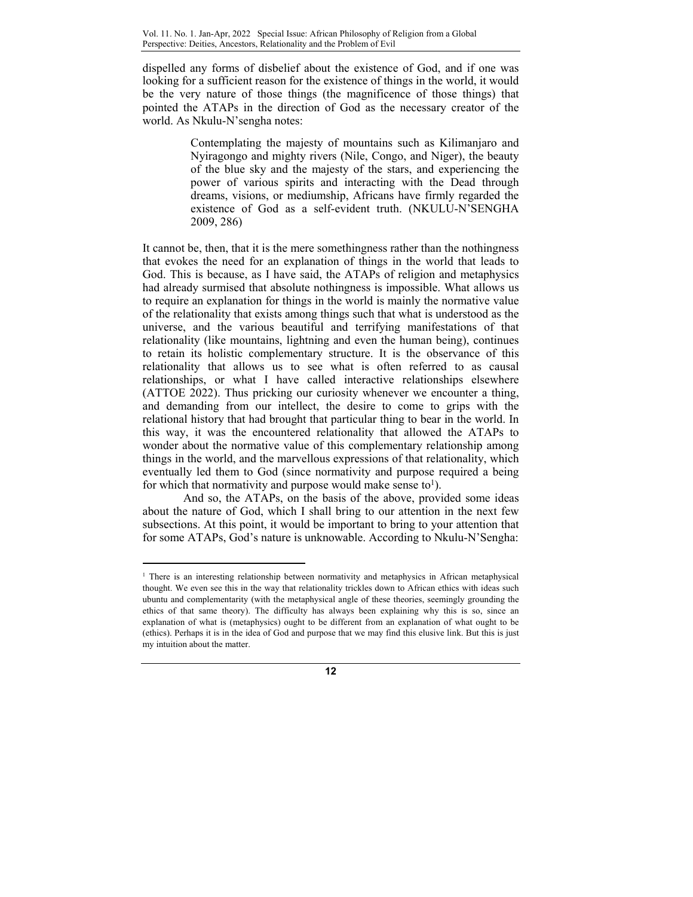dispelled any forms of disbelief about the existence of God, and if one was looking for a sufficient reason for the existence of things in the world, it would be the very nature of those things (the magnificence of those things) that pointed the ATAPs in the direction of God as the necessary creator of the world. As Nkulu-N'sengha notes:

> Contemplating the majesty of mountains such as Kilimanjaro and Nyiragongo and mighty rivers (Nile, Congo, and Niger), the beauty of the blue sky and the majesty of the stars, and experiencing the power of various spirits and interacting with the Dead through dreams, visions, or mediumship, Africans have firmly regarded the existence of God as a self-evident truth. (NKULU-N'SENGHA 2009, 286)

It cannot be, then, that it is the mere somethingness rather than the nothingness that evokes the need for an explanation of things in the world that leads to God. This is because, as I have said, the ATAPs of religion and metaphysics had already surmised that absolute nothingness is impossible. What allows us to require an explanation for things in the world is mainly the normative value of the relationality that exists among things such that what is understood as the universe, and the various beautiful and terrifying manifestations of that relationality (like mountains, lightning and even the human being), continues to retain its holistic complementary structure. It is the observance of this relationality that allows us to see what is often referred to as causal relationships, or what I have called interactive relationships elsewhere (ATTOE 2022). Thus pricking our curiosity whenever we encounter a thing, and demanding from our intellect, the desire to come to grips with the relational history that had brought that particular thing to bear in the world. In this way, it was the encountered relationality that allowed the ATAPs to wonder about the normative value of this complementary relationship among things in the world, and the marvellous expressions of that relationality, which eventually led them to God (since normativity and purpose required a being for which that normativity and purpose would make sense to[1]).

And so, the ATAPs, on the basis of the above, provided some ideas about the nature of God, which I shall bring to our attention in the next few subsections. At this point, it would be important to bring to your attention that for some ATAPs, God's nature is unknowable. According to Nkulu-N'Sengha:

[1] There is an interesting relationship between normativity and metaphysics in African metaphysical thought. We even see this in the way that relationality trickles down to African ethics with ideas such ubuntu and complementarity (with the metaphysical angle of these theories, seemingly grounding the ethics of that same theory). The difficulty has always been explaining why this is so, since an explanation of what is (metaphysics) ought to be different from an explanation of what ought to be (ethics). Perhaps it is in the idea of God and purpose that we may find this elusive link. But this is just my intuition about the matter.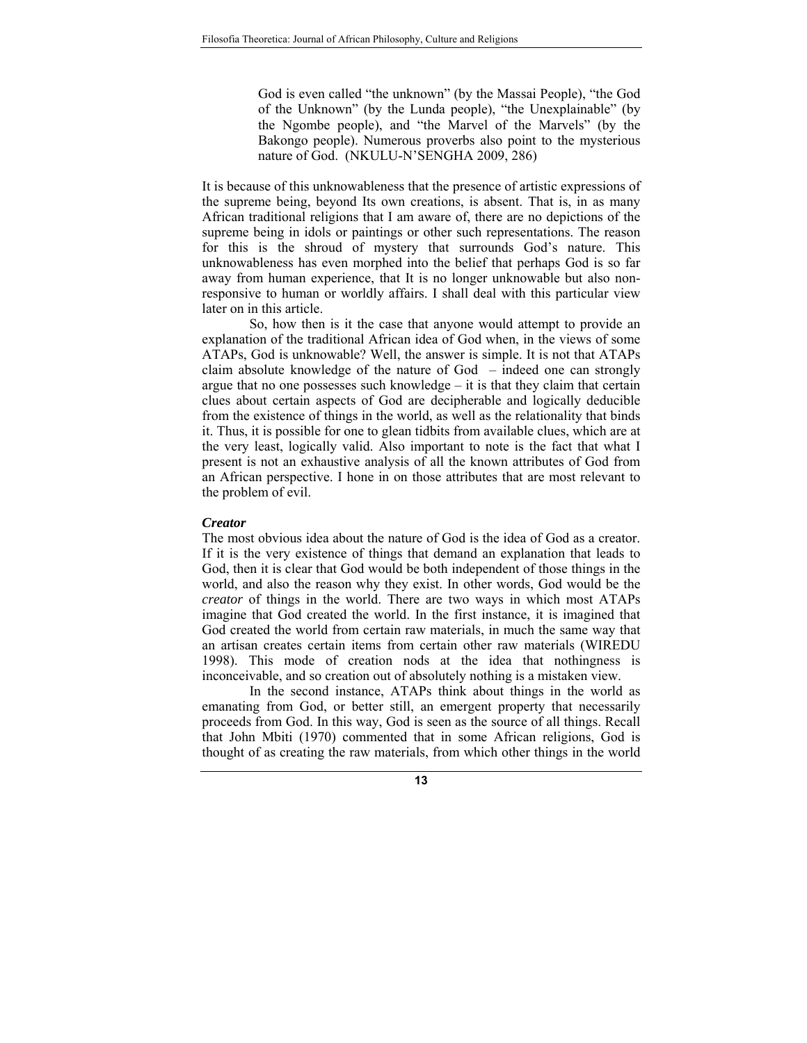> God is even called "the unknown" (by the Massai People), "the God of the Unknown" (by the Lunda people), "the Unexplainable" (by the Ngombe people), and "the Marvel of the Marvels" (by the Bakongo people). Numerous proverbs also point to the mysterious nature of God. (NKULU-N'SENGHA 2009, 286)

It is because of this unknowableness that the presence of artistic expressions of the supreme being, beyond Its own creations, is absent. That is, in as many African traditional religions that I am aware of, there are no depictions of the supreme being in idols or paintings or other such representations. The reason for this is the shroud of mystery that surrounds God's nature. This unknowableness has even morphed into the belief that perhaps God is so far away from human experience, that It is no longer unknowable but also non-responsive to human or worldly affairs. I shall deal with this particular view later on in this article.

So, how then is it the case that anyone would attempt to provide an explanation of the traditional African idea of God when, in the views of some ATAPs, God is unknowable? Well, the answer is simple. It is not that ATAPs claim absolute knowledge of the nature of God – indeed one can strongly argue that no one possesses such knowledge – it is that they claim that certain clues about certain aspects of God are decipherable and logically deducible from the existence of things in the world, as well as the relationality that binds it. Thus, it is possible for one to glean tidbits from available clues, which are at the very least, logically valid. Also important to note is the fact that what I present is not an exhaustive analysis of all the known attributes of God from an African perspective. I hone in on those attributes that are most relevant to the problem of evil.

***Creator***

The most obvious idea about the nature of God is the idea of God as a creator. If it is the very existence of things that demand an explanation that leads to God, then it is clear that God would be both independent of those things in the world, and also the reason why they exist. In other words, God would be the *creator* of things in the world. There are two ways in which most ATAPs imagine that God created the world. In the first instance, it is imagined that God created the world from certain raw materials, in much the same way that an artisan creates certain items from certain other raw materials (WIREDU 1998). This mode of creation nods at the idea that nothingness is inconceivable, and so creation out of absolutely nothing is a mistaken view.

In the second instance, ATAPs think about things in the world as emanating from God, or better still, an emergent property that necessarily proceeds from God. In this way, God is seen as the source of all things. Recall that John Mbiti (1970) commented that in some African religions, God is thought of as creating the raw materials, from which other things in the world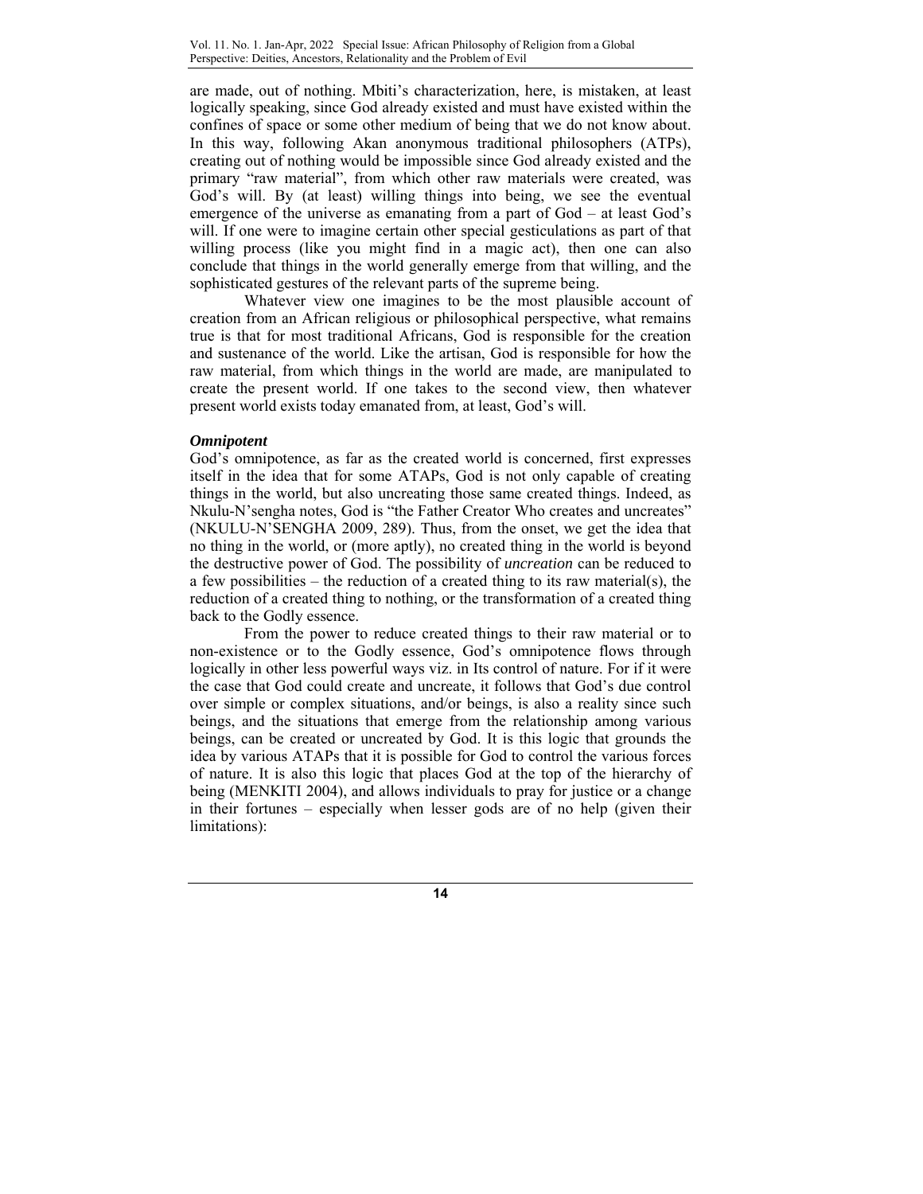are made, out of nothing. Mbiti's characterization, here, is mistaken, at least logically speaking, since God already existed and must have existed within the confines of space or some other medium of being that we do not know about. In this way, following Akan anonymous traditional philosophers (ATPs), creating out of nothing would be impossible since God already existed and the primary "raw material", from which other raw materials were created, was God's will. By (at least) willing things into being, we see the eventual emergence of the universe as emanating from a part of God – at least God's will. If one were to imagine certain other special gesticulations as part of that willing process (like you might find in a magic act), then one can also conclude that things in the world generally emerge from that willing, and the sophisticated gestures of the relevant parts of the supreme being.

Whatever view one imagines to be the most plausible account of creation from an African religious or philosophical perspective, what remains true is that for most traditional Africans, God is responsible for the creation and sustenance of the world. Like the artisan, God is responsible for how the raw material, from which things in the world are made, are manipulated to create the present world. If one takes to the second view, then whatever present world exists today emanated from, at least, God's will.

### *Omnipotent*

God's omnipotence, as far as the created world is concerned, first expresses itself in the idea that for some ATAPs, God is not only capable of creating things in the world, but also uncreating those same created things. Indeed, as Nkulu-N'sengha notes, God is "the Father Creator Who creates and uncreates" (NKULU-N'SENGHA 2009, 289). Thus, from the onset, we get the idea that no thing in the world, or (more aptly), no created thing in the world is beyond the destructive power of God. The possibility of *uncreation* can be reduced to a few possibilities – the reduction of a created thing to its raw material(s), the reduction of a created thing to nothing, or the transformation of a created thing back to the Godly essence.

From the power to reduce created things to their raw material or to non-existence or to the Godly essence, God's omnipotence flows through logically in other less powerful ways viz. in Its control of nature. For if it were the case that God could create and uncreate, it follows that God's due control over simple or complex situations, and/or beings, is also a reality since such beings, and the situations that emerge from the relationship among various beings, can be created or uncreated by God. It is this logic that grounds the idea by various ATAPs that it is possible for God to control the various forces of nature. It is also this logic that places God at the top of the hierarchy of being (MENKITI 2004), and allows individuals to pray for justice or a change in their fortunes – especially when lesser gods are of no help (given their limitations):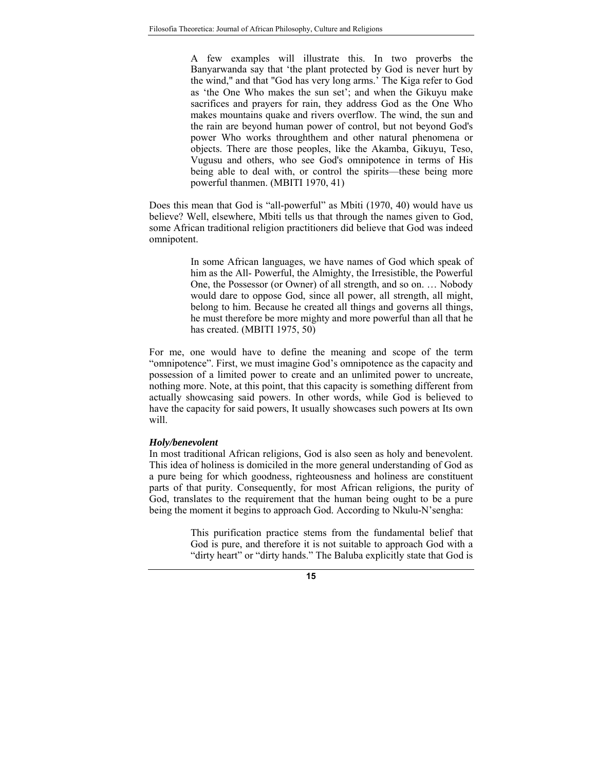> A few examples will illustrate this. In two proverbs the Banyarwanda say that 'the plant protected by God is never hurt by the wind," and that "God has very long arms.' The Kiga refer to God as 'the One Who makes the sun set'; and when the Gikuyu make sacrifices and prayers for rain, they address God as the One Who makes mountains quake and rivers overflow. The wind, the sun and the rain are beyond human power of control, but not beyond God's power Who works throughthem and other natural phenomena or objects. There are those peoples, like the Akamba, Gikuyu, Teso, Vugusu and others, who see God's omnipotence in terms of His being able to deal with, or control the spirits—these being more powerful thanmen. (MBITI 1970, 41)

Does this mean that God is "all-powerful" as Mbiti (1970, 40) would have us believe? Well, elsewhere, Mbiti tells us that through the names given to God, some African traditional religion practitioners did believe that God was indeed omnipotent.

> In some African languages, we have names of God which speak of him as the All- Powerful, the Almighty, the Irresistible, the Powerful One, the Possessor (or Owner) of all strength, and so on. … Nobody would dare to oppose God, since all power, all strength, all might, belong to him. Because he created all things and governs all things, he must therefore be more mighty and more powerful than all that he has created. (MBITI 1975, 50)

For me, one would have to define the meaning and scope of the term "omnipotence". First, we must imagine God's omnipotence as the capacity and possession of a limited power to create and an unlimited power to uncreate, nothing more. Note, at this point, that this capacity is something different from actually showcasing said powers. In other words, while God is believed to have the capacity for said powers, It usually showcases such powers at Its own will.

***Holy/benevolent***

In most traditional African religions, God is also seen as holy and benevolent. This idea of holiness is domiciled in the more general understanding of God as a pure being for which goodness, righteousness and holiness are constituent parts of that purity. Consequently, for most African religions, the purity of God, translates to the requirement that the human being ought to be a pure being the moment it begins to approach God. According to Nkulu-N'sengha:

> This purification practice stems from the fundamental belief that God is pure, and therefore it is not suitable to approach God with a "dirty heart" or "dirty hands." The Baluba explicitly state that God is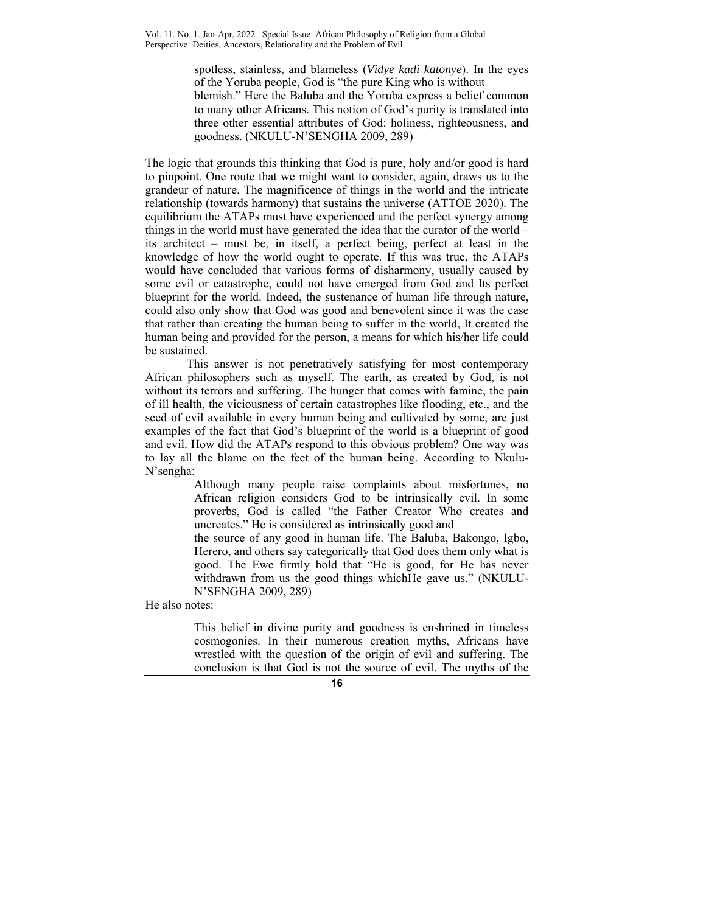> spotless, stainless, and blameless (*Vidye kadi katonye*). In the eyes of the Yoruba people, God is "the pure King who is without blemish." Here the Baluba and the Yoruba express a belief common to many other Africans. This notion of God's purity is translated into three other essential attributes of God: holiness, righteousness, and goodness. (NKULU-N'SENGHA 2009, 289)

The logic that grounds this thinking that God is pure, holy and/or good is hard to pinpoint. One route that we might want to consider, again, draws us to the grandeur of nature. The magnificence of things in the world and the intricate relationship (towards harmony) that sustains the universe (ATTOE 2020). The equilibrium the ATAPs must have experienced and the perfect synergy among things in the world must have generated the idea that the curator of the world – its architect – must be, in itself, a perfect being, perfect at least in the knowledge of how the world ought to operate. If this was true, the ATAPs would have concluded that various forms of disharmony, usually caused by some evil or catastrophe, could not have emerged from God and Its perfect blueprint for the world. Indeed, the sustenance of human life through nature, could also only show that God was good and benevolent since it was the case that rather than creating the human being to suffer in the world, It created the human being and provided for the person, a means for which his/her life could be sustained.

This answer is not penetratively satisfying for most contemporary African philosophers such as myself. The earth, as created by God, is not without its terrors and suffering. The hunger that comes with famine, the pain of ill health, the viciousness of certain catastrophes like flooding, etc., and the seed of evil available in every human being and cultivated by some, are just examples of the fact that God's blueprint of the world is a blueprint of good and evil. How did the ATAPs respond to this obvious problem? One way was to lay all the blame on the feet of the human being. According to Nkulu-N'sengha:

> Although many people raise complaints about misfortunes, no African religion considers God to be intrinsically evil. In some proverbs, God is called "the Father Creator Who creates and uncreates." He is considered as intrinsically good and the source of any good in human life. The Baluba, Bakongo, Igbo, Herero, and others say categorically that God does them only what is good. The Ewe firmly hold that "He is good, for He has never withdrawn from us the good things whichHe gave us." (NKULU-N'SENGHA 2009, 289)

He also notes:

> This belief in divine purity and goodness is enshrined in timeless cosmogonies. In their numerous creation myths, Africans have wrestled with the question of the origin of evil and suffering. The conclusion is that God is not the source of evil. The myths of the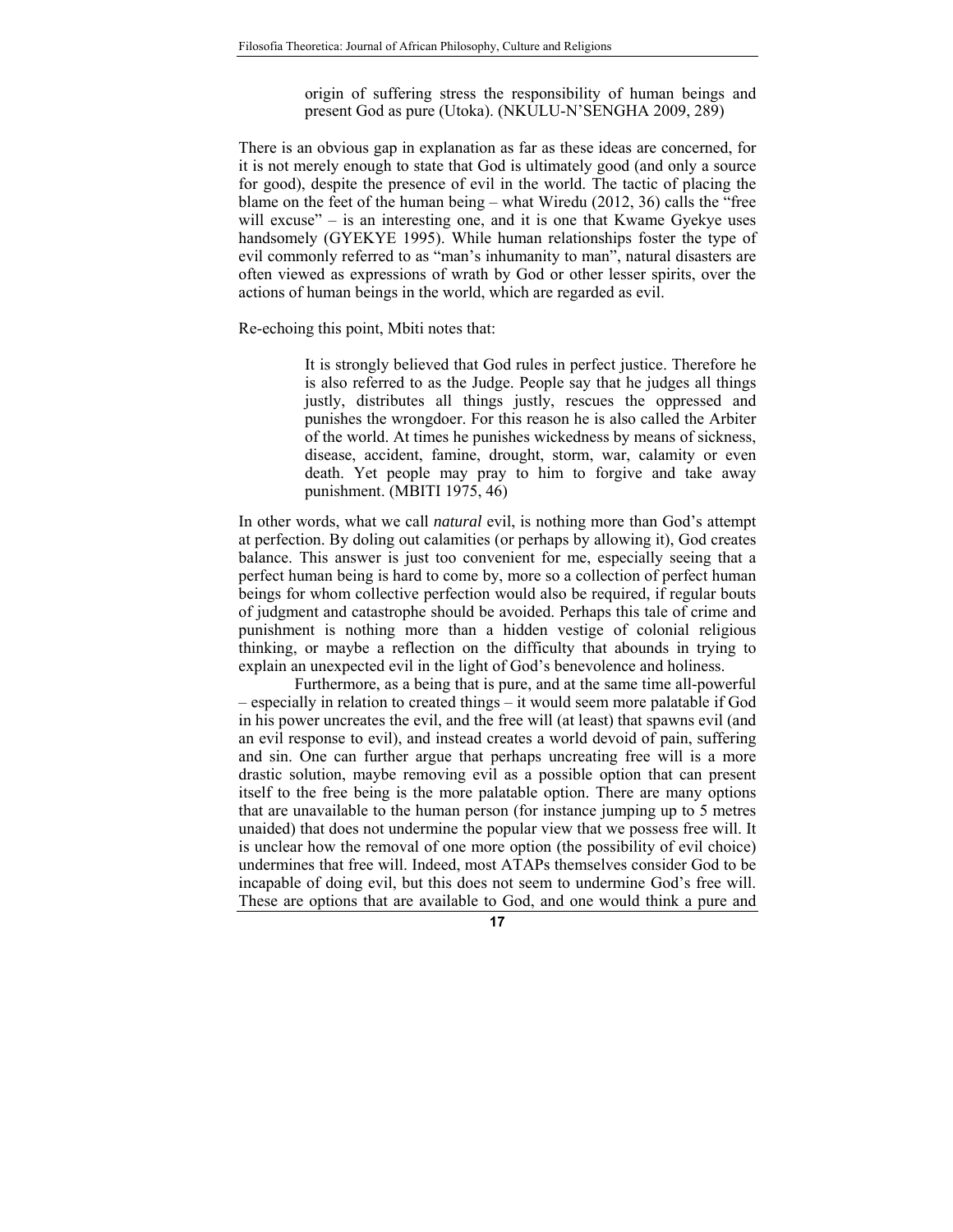> origin of suffering stress the responsibility of human beings and present God as pure (Utoka). (NKULU-N'SENGHA 2009, 289)

There is an obvious gap in explanation as far as these ideas are concerned, for it is not merely enough to state that God is ultimately good (and only a source for good), despite the presence of evil in the world. The tactic of placing the blame on the feet of the human being – what Wiredu (2012, 36) calls the "free will excuse" – is an interesting one, and it is one that Kwame Gyekye uses handsomely (GYEKYE 1995). While human relationships foster the type of evil commonly referred to as "man's inhumanity to man", natural disasters are often viewed as expressions of wrath by God or other lesser spirits, over the actions of human beings in the world, which are regarded as evil.

Re-echoing this point, Mbiti notes that:

> It is strongly believed that God rules in perfect justice. Therefore he is also referred to as the Judge. People say that he judges all things justly, distributes all things justly, rescues the oppressed and punishes the wrongdoer. For this reason he is also called the Arbiter of the world. At times he punishes wickedness by means of sickness, disease, accident, famine, drought, storm, war, calamity or even death. Yet people may pray to him to forgive and take away punishment. (MBITI 1975, 46)

In other words, what we call *natural* evil, is nothing more than God's attempt at perfection. By doling out calamities (or perhaps by allowing it), God creates balance. This answer is just too convenient for me, especially seeing that a perfect human being is hard to come by, more so a collection of perfect human beings for whom collective perfection would also be required, if regular bouts of judgment and catastrophe should be avoided. Perhaps this tale of crime and punishment is nothing more than a hidden vestige of colonial religious thinking, or maybe a reflection on the difficulty that abounds in trying to explain an unexpected evil in the light of God's benevolence and holiness.

Furthermore, as a being that is pure, and at the same time all-powerful – especially in relation to created things – it would seem more palatable if God in his power uncreates the evil, and the free will (at least) that spawns evil (and an evil response to evil), and instead creates a world devoid of pain, suffering and sin. One can further argue that perhaps uncreating free will is a more drastic solution, maybe removing evil as a possible option that can present itself to the free being is the more palatable option. There are many options that are unavailable to the human person (for instance jumping up to 5 metres unaided) that does not undermine the popular view that we possess free will. It is unclear how the removal of one more option (the possibility of evil choice) undermines that free will. Indeed, most ATAPs themselves consider God to be incapable of doing evil, but this does not seem to undermine God's free will. These are options that are available to God, and one would think a pure and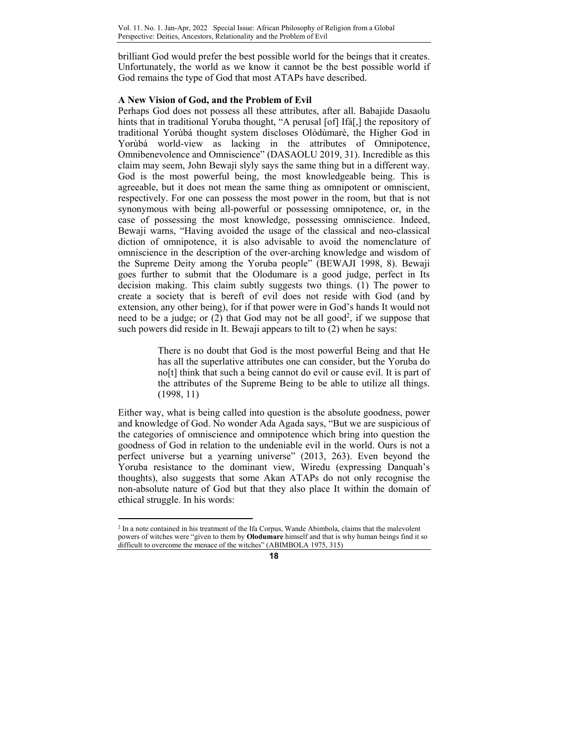brilliant God would prefer the best possible world for the beings that it creates. Unfortunately, the world as we know it cannot be the best possible world if God remains the type of God that most ATAPs have described.

**A New Vision of God, and the Problem of Evil**

Perhaps God does not possess all these attributes, after all. Babajide Dasaolu hints that in traditional Yoruba thought, "A perusal [of] Ifá[,] the repository of traditional Yorùbá thought system discloses Olódùmarè, the Higher God in Yorùbá world-view as lacking in the attributes of Omnipotence, Omnibenevolence and Omniscience" (DASAOLU 2019, 31). Incredible as this claim may seem, John Bewaji slyly says the same thing but in a different way. God is the most powerful being, the most knowledgeable being. This is agreeable, but it does not mean the same thing as omnipotent or omniscient, respectively. For one can possess the most power in the room, but that is not synonymous with being all-powerful or possessing omnipotence, or, in the case of possessing the most knowledge, possessing omniscience. Indeed, Bewaji warns, "Having avoided the usage of the classical and neo-classical diction of omnipotence, it is also advisable to avoid the nomenclature of omniscience in the description of the over-arching knowledge and wisdom of the Supreme Deity among the Yoruba people" (BEWAJI 1998, 8). Bewaji goes further to submit that the Olodumare is a good judge, perfect in Its decision making. This claim subtly suggests two things. (1) The power to create a society that is bereft of evil does not reside with God (and by extension, any other being), for if that power were in God's hands It would not need to be a judge; or (2) that God may not be all good[2], if we suppose that such powers did reside in It. Bewaji appears to tilt to (2) when he says:

> There is no doubt that God is the most powerful Being and that He has all the superlative attributes one can consider, but the Yoruba do no[t] think that such a being cannot do evil or cause evil. It is part of the attributes of the Supreme Being to be able to utilize all things. (1998, 11)

Either way, what is being called into question is the absolute goodness, power and knowledge of God. No wonder Ada Agada says, "But we are suspicious of the categories of omniscience and omnipotence which bring into question the goodness of God in relation to the undeniable evil in the world. Ours is not a perfect universe but a yearning universe" (2013, 263). Even beyond the Yoruba resistance to the dominant view, Wiredu (expressing Danquah's thoughts), also suggests that some Akan ATAPs do not only recognise the non-absolute nature of God but that they also place It within the domain of ethical struggle. In his words:

---

[2] In a note contained in his treatment of the Ifa Corpus, Wande Abimbola, claims that the malevolent powers of witches were "given to them by **Olodumare** himself and that is why human beings find it so difficult to overcome the menace of the witches" (ABIMBOLA 1975, 315)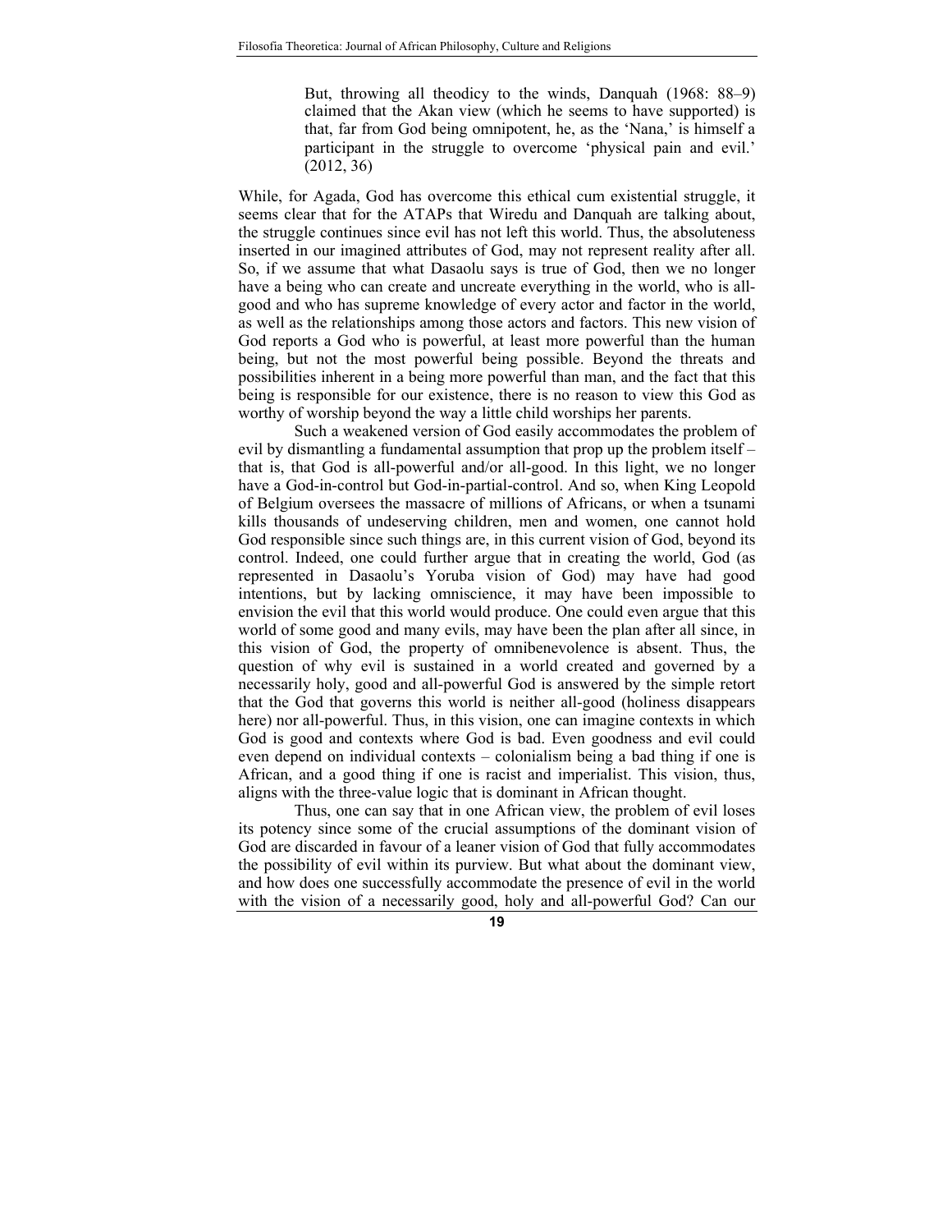> But, throwing all theodicy to the winds, Danquah (1968: 88–9) claimed that the Akan view (which he seems to have supported) is that, far from God being omnipotent, he, as the 'Nana,' is himself a participant in the struggle to overcome 'physical pain and evil.' (2012, 36)

While, for Agada, God has overcome this ethical cum existential struggle, it seems clear that for the ATAPs that Wiredu and Danquah are talking about, the struggle continues since evil has not left this world. Thus, the absoluteness inserted in our imagined attributes of God, may not represent reality after all. So, if we assume that what Dasaolu says is true of God, then we no longer have a being who can create and uncreate everything in the world, who is all-good and who has supreme knowledge of every actor and factor in the world, as well as the relationships among those actors and factors. This new vision of God reports a God who is powerful, at least more powerful than the human being, but not the most powerful being possible. Beyond the threats and possibilities inherent in a being more powerful than man, and the fact that this being is responsible for our existence, there is no reason to view this God as worthy of worship beyond the way a little child worships her parents.

Such a weakened version of God easily accommodates the problem of evil by dismantling a fundamental assumption that prop up the problem itself – that is, that God is all-powerful and/or all-good. In this light, we no longer have a God-in-control but God-in-partial-control. And so, when King Leopold of Belgium oversees the massacre of millions of Africans, or when a tsunami kills thousands of undeserving children, men and women, one cannot hold God responsible since such things are, in this current vision of God, beyond its control. Indeed, one could further argue that in creating the world, God (as represented in Dasaolu's Yoruba vision of God) may have had good intentions, but by lacking omniscience, it may have been impossible to envision the evil that this world would produce. One could even argue that this world of some good and many evils, may have been the plan after all since, in this vision of God, the property of omnibenevolence is absent. Thus, the question of why evil is sustained in a world created and governed by a necessarily holy, good and all-powerful God is answered by the simple retort that the God that governs this world is neither all-good (holiness disappears here) nor all-powerful. Thus, in this vision, one can imagine contexts in which God is good and contexts where God is bad. Even goodness and evil could even depend on individual contexts – colonialism being a bad thing if one is African, and a good thing if one is racist and imperialist. This vision, thus, aligns with the three-value logic that is dominant in African thought.

Thus, one can say that in one African view, the problem of evil loses its potency since some of the crucial assumptions of the dominant vision of God are discarded in favour of a leaner vision of God that fully accommodates the possibility of evil within its purview. But what about the dominant view, and how does one successfully accommodate the presence of evil in the world with the vision of a necessarily good, holy and all-powerful God? Can our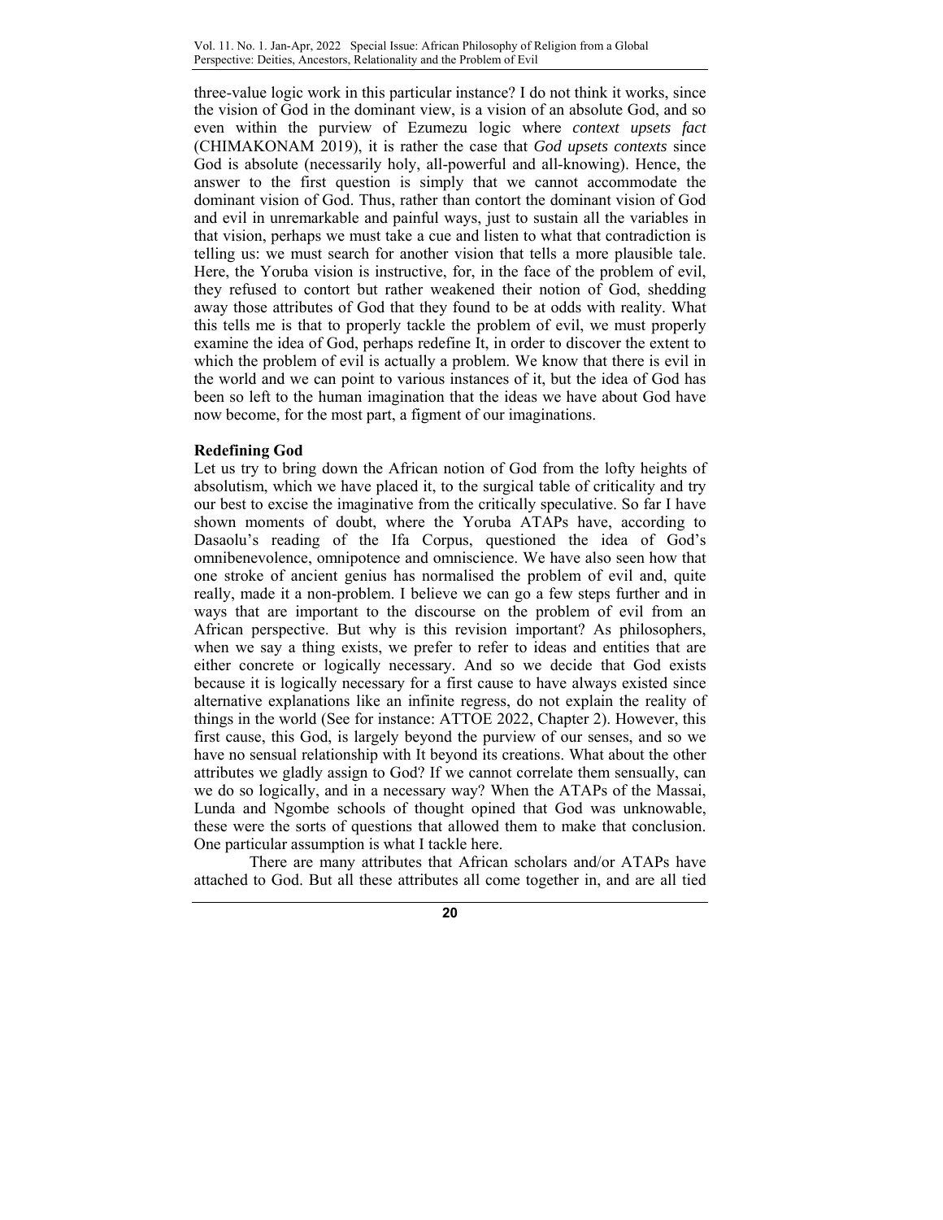three-value logic work in this particular instance? I do not think it works, since the vision of God in the dominant view, is a vision of an absolute God, and so even within the purview of Ezumezu logic where *context upsets fact* (CHIMAKONAM 2019), it is rather the case that *God upsets contexts* since God is absolute (necessarily holy, all-powerful and all-knowing). Hence, the answer to the first question is simply that we cannot accommodate the dominant vision of God. Thus, rather than contort the dominant vision of God and evil in unremarkable and painful ways, just to sustain all the variables in that vision, perhaps we must take a cue and listen to what that contradiction is telling us: we must search for another vision that tells a more plausible tale. Here, the Yoruba vision is instructive, for, in the face of the problem of evil, they refused to contort but rather weakened their notion of God, shedding away those attributes of God that they found to be at odds with reality. What this tells me is that to properly tackle the problem of evil, we must properly examine the idea of God, perhaps redefine It, in order to discover the extent to which the problem of evil is actually a problem. We know that there is evil in the world and we can point to various instances of it, but the idea of God has been so left to the human imagination that the ideas we have about God have now become, for the most part, a figment of our imaginations.

**Redefining God**

Let us try to bring down the African notion of God from the lofty heights of absolutism, which we have placed it, to the surgical table of criticality and try our best to excise the imaginative from the critically speculative. So far I have shown moments of doubt, where the Yoruba ATAPs have, according to Dasaolu's reading of the Ifa Corpus, questioned the idea of God's omnibenevolence, omnipotence and omniscience. We have also seen how that one stroke of ancient genius has normalised the problem of evil and, quite really, made it a non-problem. I believe we can go a few steps further and in ways that are important to the discourse on the problem of evil from an African perspective. But why is this revision important? As philosophers, when we say a thing exists, we prefer to refer to ideas and entities that are either concrete or logically necessary. And so we decide that God exists because it is logically necessary for a first cause to have always existed since alternative explanations like an infinite regress, do not explain the reality of things in the world (See for instance: ATTOE 2022, Chapter 2). However, this first cause, this God, is largely beyond the purview of our senses, and so we have no sensual relationship with It beyond its creations. What about the other attributes we gladly assign to God? If we cannot correlate them sensually, can we do so logically, and in a necessary way? When the ATAPs of the Massai, Lunda and Ngombe schools of thought opined that God was unknowable, these were the sorts of questions that allowed them to make that conclusion. One particular assumption is what I tackle here.

There are many attributes that African scholars and/or ATAPs have attached to God. But all these attributes all come together in, and are all tied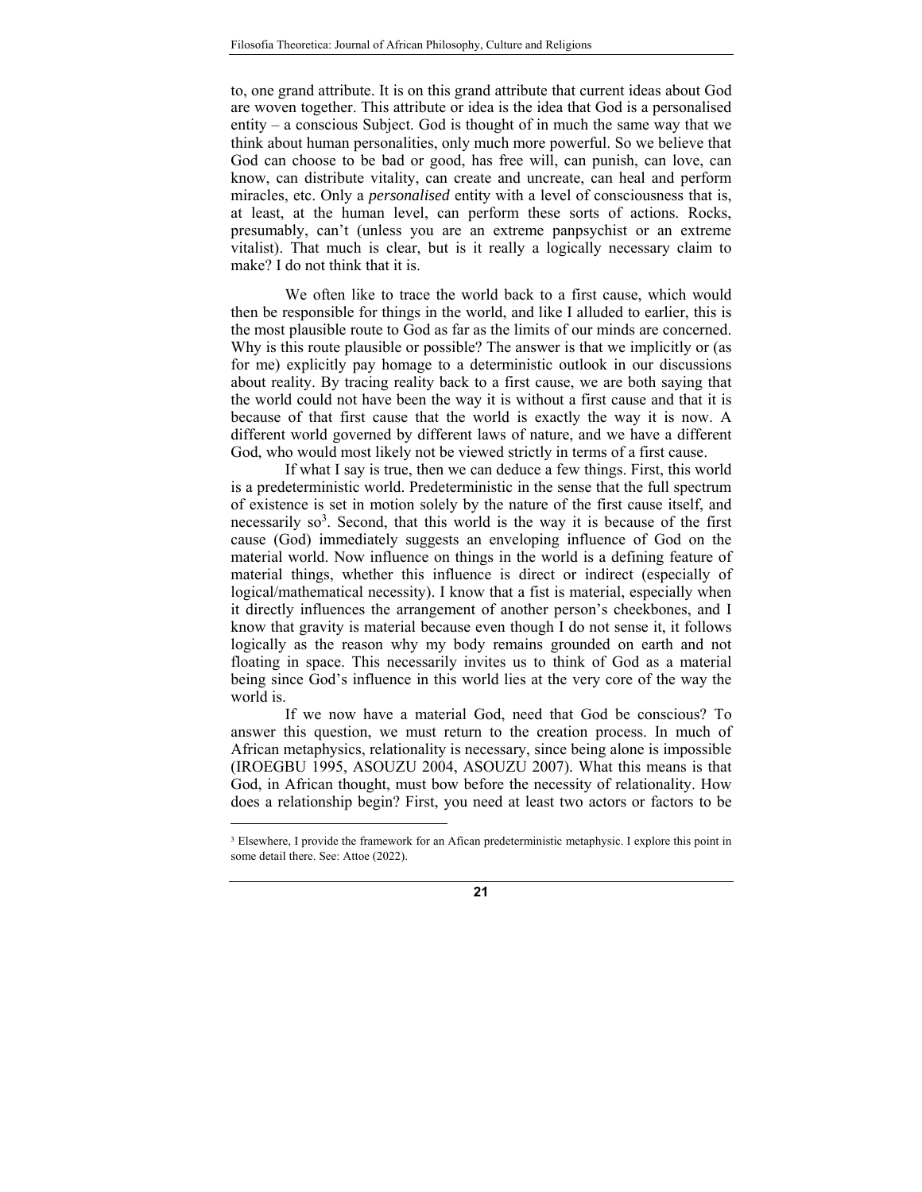to, one grand attribute. It is on this grand attribute that current ideas about God are woven together. This attribute or idea is the idea that God is a personalised entity – a conscious Subject. God is thought of in much the same way that we think about human personalities, only much more powerful. So we believe that God can choose to be bad or good, has free will, can punish, can love, can know, can distribute vitality, can create and uncreate, can heal and perform miracles, etc. Only a *personalised* entity with a level of consciousness that is, at least, at the human level, can perform these sorts of actions. Rocks, presumably, can't (unless you are an extreme panpsychist or an extreme vitalist). That much is clear, but is it really a logically necessary claim to make? I do not think that it is.

We often like to trace the world back to a first cause, which would then be responsible for things in the world, and like I alluded to earlier, this is the most plausible route to God as far as the limits of our minds are concerned. Why is this route plausible or possible? The answer is that we implicitly or (as for me) explicitly pay homage to a deterministic outlook in our discussions about reality. By tracing reality back to a first cause, we are both saying that the world could not have been the way it is without a first cause and that it is because of that first cause that the world is exactly the way it is now. A different world governed by different laws of nature, and we have a different God, who would most likely not be viewed strictly in terms of a first cause.

If what I say is true, then we can deduce a few things. First, this world is a predeterministic world. Predeterministic in the sense that the full spectrum of existence is set in motion solely by the nature of the first cause itself, and necessarily so[3]. Second, that this world is the way it is because of the first cause (God) immediately suggests an enveloping influence of God on the material world. Now influence on things in the world is a defining feature of material things, whether this influence is direct or indirect (especially of logical/mathematical necessity). I know that a fist is material, especially when it directly influences the arrangement of another person's cheekbones, and I know that gravity is material because even though I do not sense it, it follows logically as the reason why my body remains grounded on earth and not floating in space. This necessarily invites us to think of God as a material being since God's influence in this world lies at the very core of the way the world is.

If we now have a material God, need that God be conscious? To answer this question, we must return to the creation process. In much of African metaphysics, relationality is necessary, since being alone is impossible (IROEGBU 1995, ASOUZU 2004, ASOUZU 2007). What this means is that God, in African thought, must bow before the necessity of relationality. How does a relationship begin? First, you need at least two actors or factors to be

---

[3] Elsewhere, I provide the framework for an Afican predeterministic metaphysic. I explore this point in some detail there. See: Attoe (2022).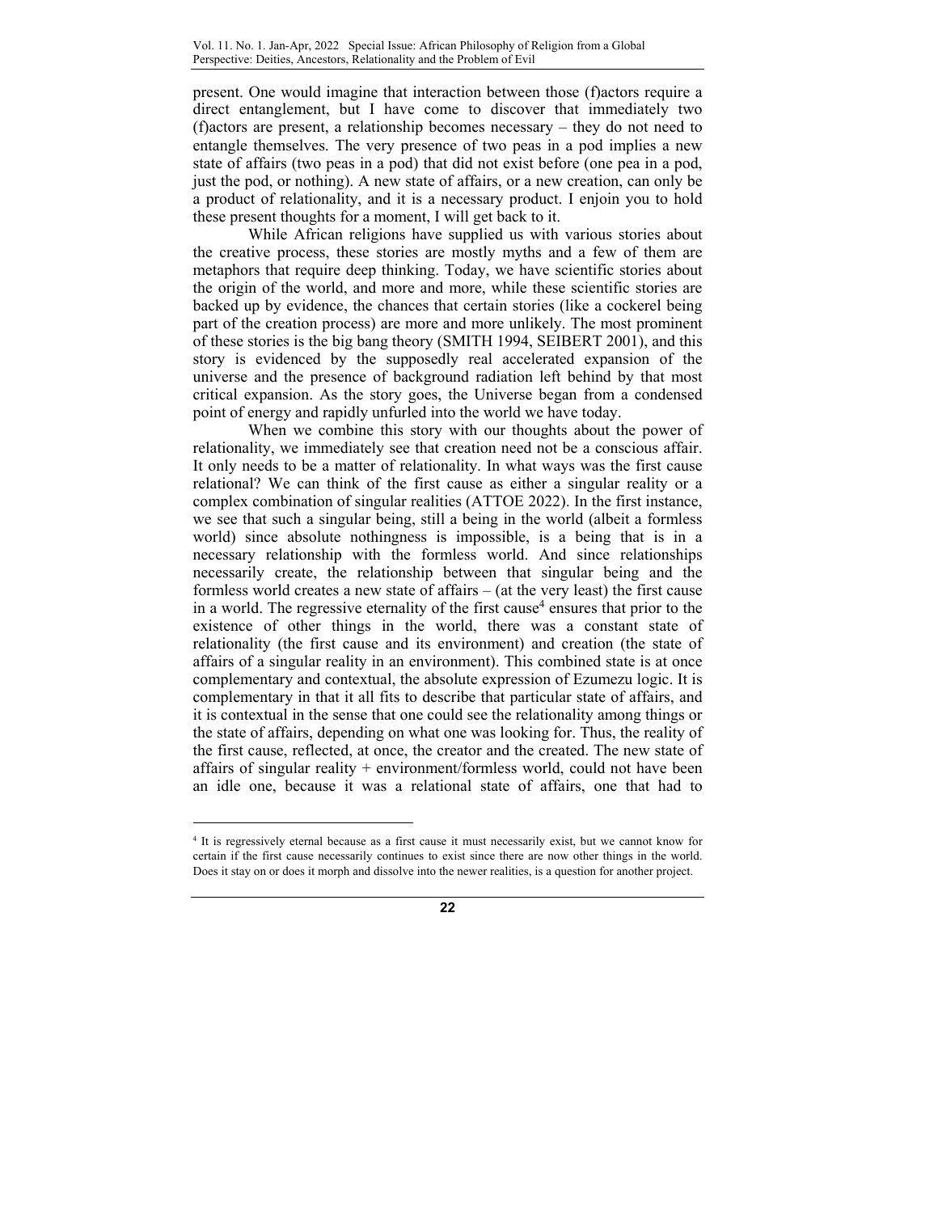present. One would imagine that interaction between those (f)actors require a direct entanglement, but I have come to discover that immediately two (f)actors are present, a relationship becomes necessary – they do not need to entangle themselves. The very presence of two peas in a pod implies a new state of affairs (two peas in a pod) that did not exist before (one pea in a pod, just the pod, or nothing). A new state of affairs, or a new creation, can only be a product of relationality, and it is a necessary product. I enjoin you to hold these present thoughts for a moment, I will get back to it.

While African religions have supplied us with various stories about the creative process, these stories are mostly myths and a few of them are metaphors that require deep thinking. Today, we have scientific stories about the origin of the world, and more and more, while these scientific stories are backed up by evidence, the chances that certain stories (like a cockerel being part of the creation process) are more and more unlikely. The most prominent of these stories is the big bang theory (SMITH 1994, SEIBERT 2001), and this story is evidenced by the supposedly real accelerated expansion of the universe and the presence of background radiation left behind by that most critical expansion. As the story goes, the Universe began from a condensed point of energy and rapidly unfurled into the world we have today.

When we combine this story with our thoughts about the power of relationality, we immediately see that creation need not be a conscious affair. It only needs to be a matter of relationality. In what ways was the first cause relational? We can think of the first cause as either a singular reality or a complex combination of singular realities (ATTOE 2022). In the first instance, we see that such a singular being, still a being in the world (albeit a formless world) since absolute nothingness is impossible, is a being that is in a necessary relationship with the formless world. And since relationships necessarily create, the relationship between that singular being and the formless world creates a new state of affairs – (at the very least) the first cause in a world. The regressive eternality of the first cause[4] ensures that prior to the existence of other things in the world, there was a constant state of relationality (the first cause and its environment) and creation (the state of affairs of a singular reality in an environment). This combined state is at once complementary and contextual, the absolute expression of Ezumezu logic. It is complementary in that it all fits to describe that particular state of affairs, and it is contextual in the sense that one could see the relationality among things or the state of affairs, depending on what one was looking for. Thus, the reality of the first cause, reflected, at once, the creator and the created. The new state of affairs of singular reality + environment/formless world, could not have been an idle one, because it was a relational state of affairs, one that had to

---

[4] It is regressively eternal because as a first cause it must necessarily exist, but we cannot know for certain if the first cause necessarily continues to exist since there are now other things in the world. Does it stay on or does it morph and dissolve into the newer realities, is a question for another project.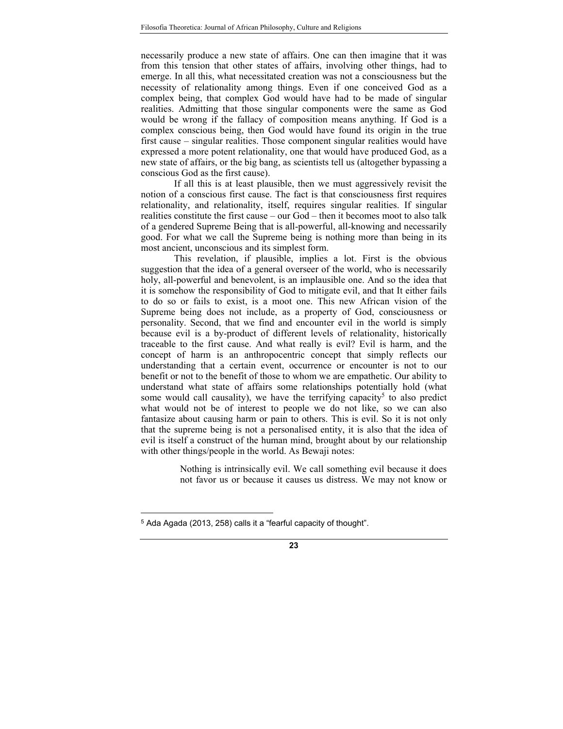necessarily produce a new state of affairs. One can then imagine that it was from this tension that other states of affairs, involving other things, had to emerge. In all this, what necessitated creation was not a consciousness but the necessity of relationality among things. Even if one conceived God as a complex being, that complex God would have had to be made of singular realities. Admitting that those singular components were the same as God would be wrong if the fallacy of composition means anything. If God is a complex conscious being, then God would have found its origin in the true first cause – singular realities. Those component singular realities would have expressed a more potent relationality, one that would have produced God, as a new state of affairs, or the big bang, as scientists tell us (altogether bypassing a conscious God as the first cause).

If all this is at least plausible, then we must aggressively revisit the notion of a conscious first cause. The fact is that consciousness first requires relationality, and relationality, itself, requires singular realities. If singular realities constitute the first cause – our God – then it becomes moot to also talk of a gendered Supreme Being that is all-powerful, all-knowing and necessarily good. For what we call the Supreme being is nothing more than being in its most ancient, unconscious and its simplest form.

This revelation, if plausible, implies a lot. First is the obvious suggestion that the idea of a general overseer of the world, who is necessarily holy, all-powerful and benevolent, is an implausible one. And so the idea that it is somehow the responsibility of God to mitigate evil, and that It either fails to do so or fails to exist, is a moot one. This new African vision of the Supreme being does not include, as a property of God, consciousness or personality. Second, that we find and encounter evil in the world is simply because evil is a by-product of different levels of relationality, historically traceable to the first cause. And what really is evil? Evil is harm, and the concept of harm is an anthropocentric concept that simply reflects our understanding that a certain event, occurrence or encounter is not to our benefit or not to the benefit of those to whom we are empathetic. Our ability to understand what state of affairs some relationships potentially hold (what some would call causality), we have the terrifying capacity[5] to also predict what would not be of interest to people we do not like, so we can also fantasize about causing harm or pain to others. This is evil. So it is not only that the supreme being is not a personalised entity, it is also that the idea of evil is itself a construct of the human mind, brought about by our relationship with other things/people in the world. As Bewaji notes:

> Nothing is intrinsically evil. We call something evil because it does not favor us or because it causes us distress. We may not know or

[5] Ada Agada (2013, 258) calls it a "fearful capacity of thought".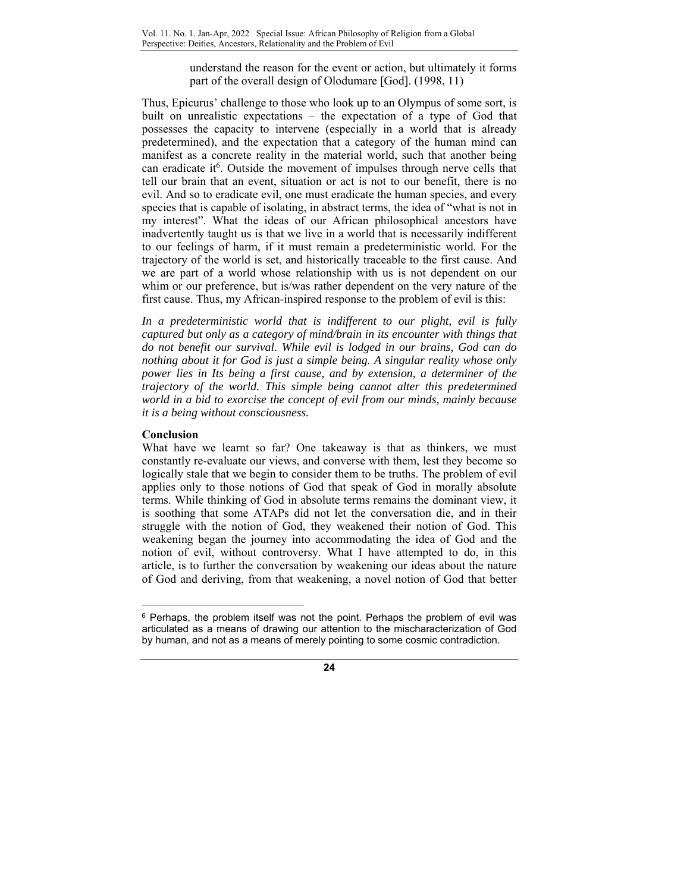> understand the reason for the event or action, but ultimately it forms part of the overall design of Olodumare [God]. (1998, 11)

Thus, Epicurus' challenge to those who look up to an Olympus of some sort, is built on unrealistic expectations – the expectation of a type of God that possesses the capacity to intervene (especially in a world that is already predetermined), and the expectation that a category of the human mind can manifest as a concrete reality in the material world, such that another being can eradicate it[6]. Outside the movement of impulses through nerve cells that tell our brain that an event, situation or act is not to our benefit, there is no evil. And so to eradicate evil, one must eradicate the human species, and every species that is capable of isolating, in abstract terms, the idea of "what is not in my interest". What the ideas of our African philosophical ancestors have inadvertently taught us is that we live in a world that is necessarily indifferent to our feelings of harm, if it must remain a predeterministic world. For the trajectory of the world is set, and historically traceable to the first cause. And we are part of a world whose relationship with us is not dependent on our whim or our preference, but is/was rather dependent on the very nature of the first cause. Thus, my African-inspired response to the problem of evil is this:

*In a predeterministic world that is indifferent to our plight, evil is fully captured but only as a category of mind/brain in its encounter with things that do not benefit our survival. While evil is lodged in our brains, God can do nothing about it for God is just a simple being. A singular reality whose only power lies in Its being a first cause, and by extension, a determiner of the trajectory of the world. This simple being cannot alter this predetermined world in a bid to exorcise the concept of evil from our minds, mainly because it is a being without consciousness.*

**Conclusion**

What have we learnt so far? One takeaway is that as thinkers, we must constantly re-evaluate our views, and converse with them, lest they become so logically stale that we begin to consider them to be truths. The problem of evil applies only to those notions of God that speak of God in morally absolute terms. While thinking of God in absolute terms remains the dominant view, it is soothing that some ATAPs did not let the conversation die, and in their struggle with the notion of God, they weakened their notion of God. This weakening began the journey into accommodating the idea of God and the notion of evil, without controversy. What I have attempted to do, in this article, is to further the conversation by weakening our ideas about the nature of God and deriving, from that weakening, a novel notion of God that better

---

[6] Perhaps, the problem itself was not the point. Perhaps the problem of evil was articulated as a means of drawing our attention to the mischaracterization of God by human, and not as a means of merely pointing to some cosmic contradiction.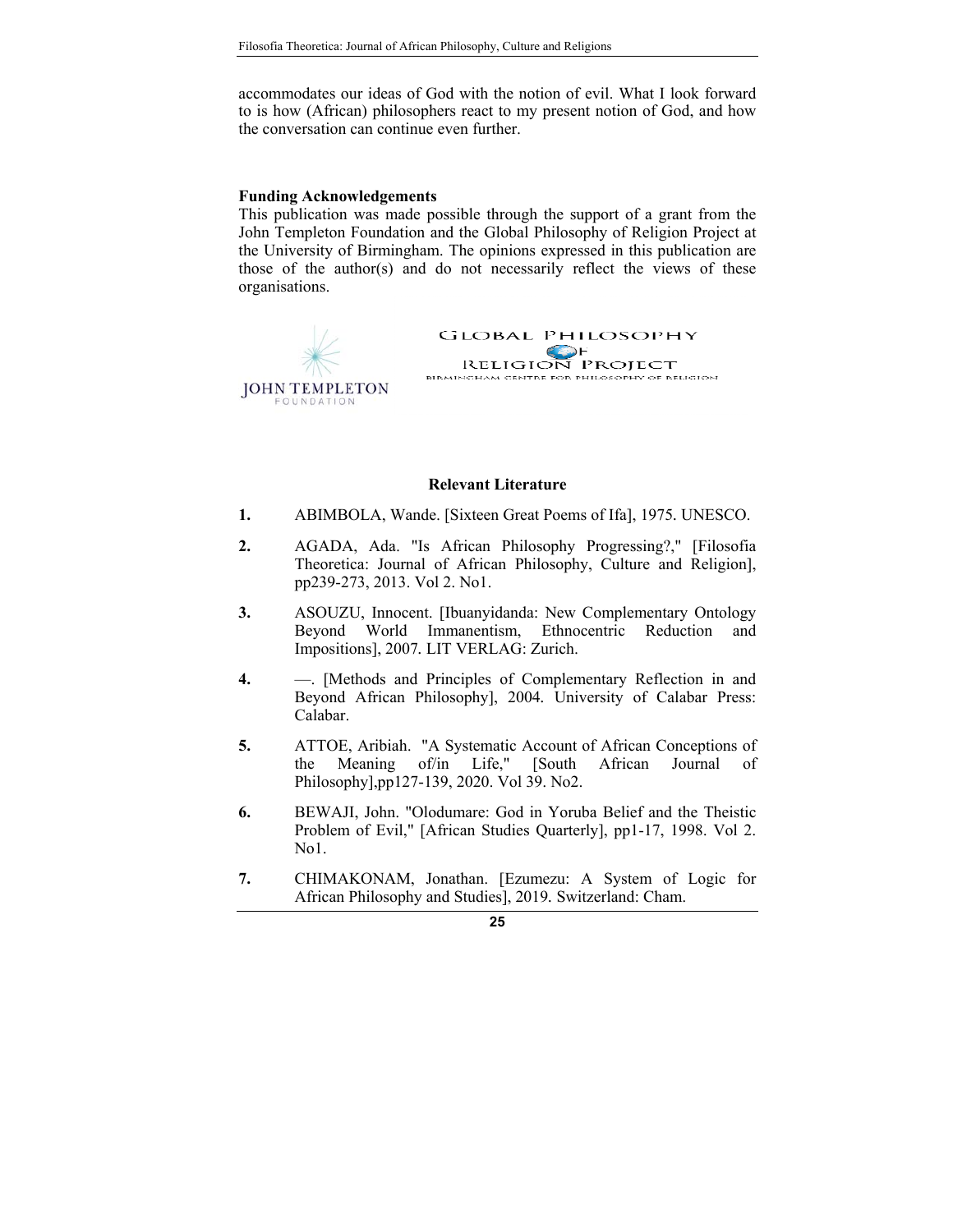accommodates our ideas of God with the notion of evil. What I look forward to is how (African) philosophers react to my present notion of God, and how the conversation can continue even further.

**Funding Acknowledgements**

This publication was made possible through the support of a grant from the John Templeton Foundation and the Global Philosophy of Religion Project at the University of Birmingham. The opinions expressed in this publication are those of the author(s) and do not necessarily reflect the views of these organisations.

### Relevant Literature

1. ABIMBOLA, Wande. [Sixteen Great Poems of Ifa], 1975. UNESCO.
2. AGADA, Ada. "Is African Philosophy Progressing?," [Filosofia Theoretica: Journal of African Philosophy, Culture and Religion], pp239-273, 2013. Vol 2. No1.
3. ASOUZU, Innocent. [Ibuanyidanda: New Complementary Ontology Beyond World Immanentism, Ethnocentric Reduction and Impositions], 2007. LIT VERLAG: Zurich.
4. —. [Methods and Principles of Complementary Reflection in and Beyond African Philosophy], 2004. University of Calabar Press: Calabar.
5. ATTOE, Aribiah. "A Systematic Account of African Conceptions of the Meaning of/in Life," [South African Journal of Philosophy],pp127-139, 2020. Vol 39. No2.
6. BEWAJI, John. "Olodumare: God in Yoruba Belief and the Theistic Problem of Evil," [African Studies Quarterly], pp1-17, 1998. Vol 2. No1.
7. CHIMAKONAM, Jonathan. [Ezumezu: A System of Logic for African Philosophy and Studies], 2019. Switzerland: Cham.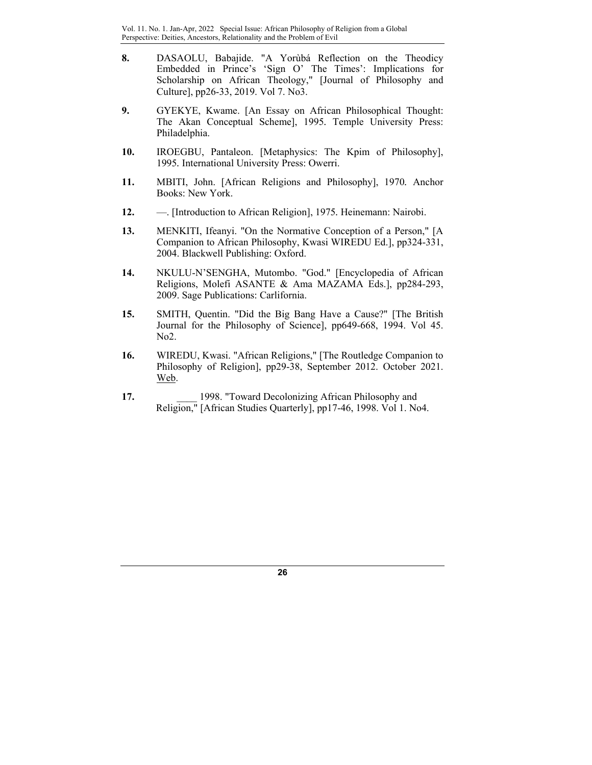8. DASAOLU, Babajide. "A Yorùbá Reflection on the Theodicy Embedded in Prince's 'Sign O' The Times': Implications for Scholarship on African Theology," [Journal of Philosophy and Culture], pp26-33, 2019. Vol 7. No3.

9. GYEKYE, Kwame. [An Essay on African Philosophical Thought: The Akan Conceptual Scheme], 1995. Temple University Press: Philadelphia.

10. IROEGBU, Pantaleon. [Metaphysics: The Kpim of Philosophy], 1995. International University Press: Owerri.

11. MBITI, John. [African Religions and Philosophy], 1970. Anchor Books: New York.

12. —. [Introduction to African Religion], 1975. Heinemann: Nairobi.

13. MENKITI, Ifeanyi. "On the Normative Conception of a Person," [A Companion to African Philosophy, Kwasi WIREDU Ed.], pp324-331, 2004. Blackwell Publishing: Oxford.

14. NKULU-N'SENGHA, Mutombo. "God." [Encyclopedia of African Religions, Molefi ASANTE & Ama MAZAMA Eds.], pp284-293, 2009. Sage Publications: Carlifornia.

15. SMITH, Quentin. "Did the Big Bang Have a Cause?" [The British Journal for the Philosophy of Science], pp649-668, 1994. Vol 45. No2.

16. WIREDU, Kwasi. "African Religions," [The Routledge Companion to Philosophy of Religion], pp29-38, September 2012. October 2021. Web.

17. ____ 1998. "Toward Decolonizing African Philosophy and Religion," [African Studies Quarterly], pp17-46, 1998. Vol 1. No4.